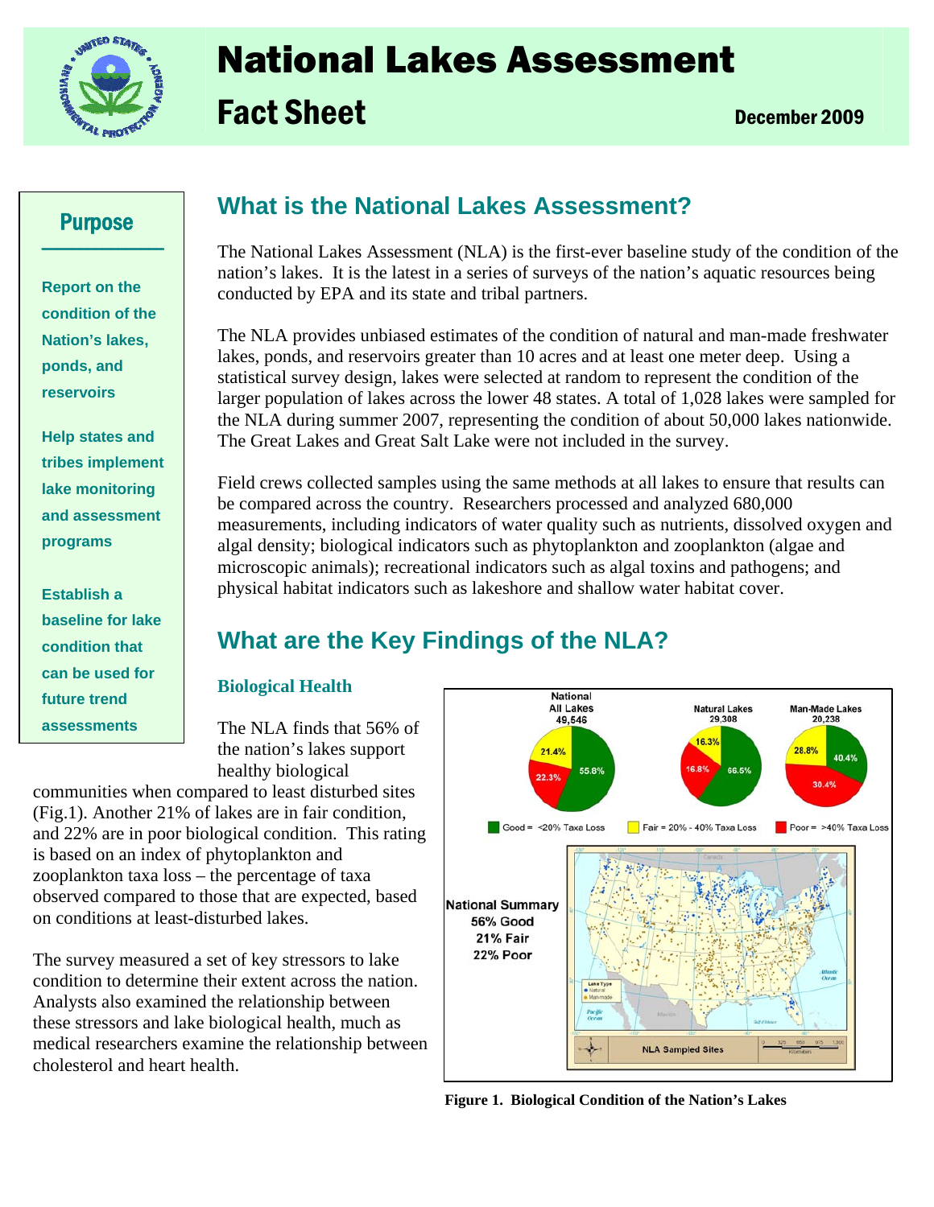# National Lakes Assessment

## Fact Sheet

December 2009

### Purpose

**Report on the condition of the Nation's lakes, ponds, and reservoirs**

**Help states and tribes implement lake monitoring and assessment programs**

**Establish a baseline for lake condition that can be used for future trend assessments**

## What is the National Lakes Assessment?

The National Lakes Assessment (NLA) is the first-ever baseline study of the condition of the nation's lakes. It is the latest in a series of surveys of the nation's aquatic resources being conducted by EPA and its state and tribal partners.

The NLA provides unbiased estimates of the condition of natural and man-made freshwater lakes, ponds, and reservoirs greater than 10 acres and at least one meter deep. Using a statistical survey design, lakes were selected at random to represent the condition of the larger population of lakes across the lower 48 states. A total of 1,028 lakes were sampled for the NLA during summer 2007, representing the condition of about 50,000 lakes nationwide. The Great Lakes and Great Salt Lake were not included in the survey.

Field crews collected samples using the same methods at all lakes to ensure that results can be compared across the country. Researchers processed and analyzed 680,000 measurements, including indicators of water quality such as nutrients, dissolved oxygen and algal density; biological indicators such as phytoplankton and zooplankton (algae and microscopic animals); recreational indicators such as algal toxins and pathogens; and physical habitat indicators such as lakeshore and shallow water habitat cover.

## What are the Key Findings of the NLA?

### Biological Health

The NLA finds that 56% of the nation's lakes support healthy biological communities when compared to least disturbed sites (Fig.1). Another 21% of lakes are in fair condition, and 22% are in poor biological condition. This rating is based on an index of phytoplankton and zooplankton taxa loss – the percentage of taxa observed compared to those that are expected, based on conditions at least-disturbed lakes.

The survey measured a set of key stressors to lake condition to determine their extent across the nation. Analysts also examined the relationship between these stressors and lake biological health, much as medical researchers examine the relationship between cholesterol and heart health.

National All Lakes 49,546
55.8%
21.4%
22.3%

Natural Lakes 29,308
66.5%
16.3%
16.8%

Man-Made Lakes 20,238
40.4%
28.8%
30.4%

Good = <20% Taxa Loss
Fair = 20% - 40% Taxa Loss
Poor = >40% Taxa Loss

National Summary
56% Good
21% Fair
22% Poor

NLA Sampled Sites

**Figure 1. Biological Condition of the Nation's Lakes**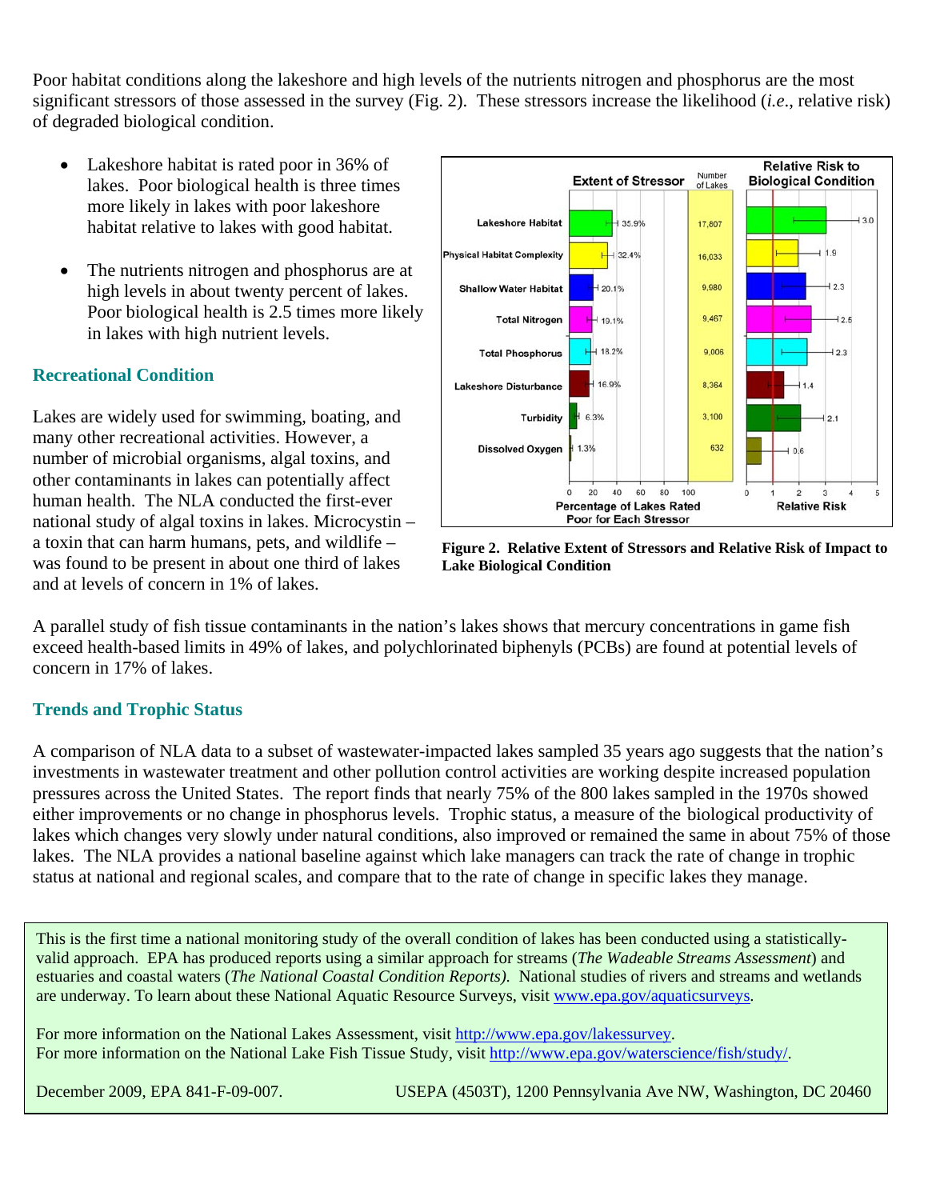Poor habitat conditions along the lakeshore and high levels of the nutrients nitrogen and phosphorus are the most significant stressors of those assessed in the survey (Fig. 2). These stressors increase the likelihood (*i.e*., relative risk) of degraded biological condition.

- Lakeshore habitat is rated poor in 36% of lakes. Poor biological health is three times more likely in lakes with poor lakeshore habitat relative to lakes with good habitat.

- The nutrients nitrogen and phosphorus are at high levels in about twenty percent of lakes. Poor biological health is 2.5 times more likely in lakes with high nutrient levels.

Extent of Stressor
Number of Lakes
Relative Risk to Biological Condition

Lakeshore Habitat 35.9% 17,607 3.0
Physical Habitat Complexity 32.4% 16,033 1.9
Shallow Water Habitat 20.1% 9,980 2.3
Total Nitrogen 19.1% 9,467 2.5
Total Phosphorus 18.2% 9,006 2.3
Lakeshore Disturbance 16.9% 8,364 1.4
Turbidity 6.3% 3,100 2.1
Dissolved Oxygen 1.3% 632 0.6

0 20 40 60 80 100
Percentage of Lakes Rated Poor for Each Stressor

0 1 2 3 4 5
Relative Risk

**Figure 2. Relative Extent of Stressors and Relative Risk of Impact to Lake Biological Condition**

## Recreational Condition

Lakes are widely used for swimming, boating, and many other recreational activities. However, a number of microbial organisms, algal toxins, and other contaminants in lakes can potentially affect human health. The NLA conducted the first-ever national study of algal toxins in lakes. Microcystin – a toxin that can harm humans, pets, and wildlife – was found to be present in about one third of lakes and at levels of concern in 1% of lakes.

A parallel study of fish tissue contaminants in the nation's lakes shows that mercury concentrations in game fish exceed health-based limits in 49% of lakes, and polychlorinated biphenyls (PCBs) are found at potential levels of concern in 17% of lakes.

## Trends and Trophic Status

A comparison of NLA data to a subset of wastewater-impacted lakes sampled 35 years ago suggests that the nation's investments in wastewater treatment and other pollution control activities are working despite increased population pressures across the United States. The report finds that nearly 75% of the 800 lakes sampled in the 1970s showed either improvements or no change in phosphorus levels. Trophic status, a measure of the biological productivity of lakes which changes very slowly under natural conditions, also improved or remained the same in about 75% of those lakes. The NLA provides a national baseline against which lake managers can track the rate of change in trophic status at national and regional scales, and compare that to the rate of change in specific lakes they manage.

This is the first time a national monitoring study of the overall condition of lakes has been conducted using a statistically-valid approach. EPA has produced reports using a similar approach for streams (*The Wadeable Streams Assessment*) and estuaries and coastal waters (*The National Coastal Condition Reports).* National studies of rivers and streams and wetlands are underway. To learn about these National Aquatic Resource Surveys, visit www.epa.gov/aquaticsurveys.

For more information on the National Lakes Assessment, visit http://www.epa.gov/lakessurvey.
For more information on the National Lake Fish Tissue Study, visit http://www.epa.gov/waterscience/fish/study/.

December 2009, EPA 841-F-09-007. USEPA (4503T), 1200 Pennsylvania Ave NW, Washington, DC 20460